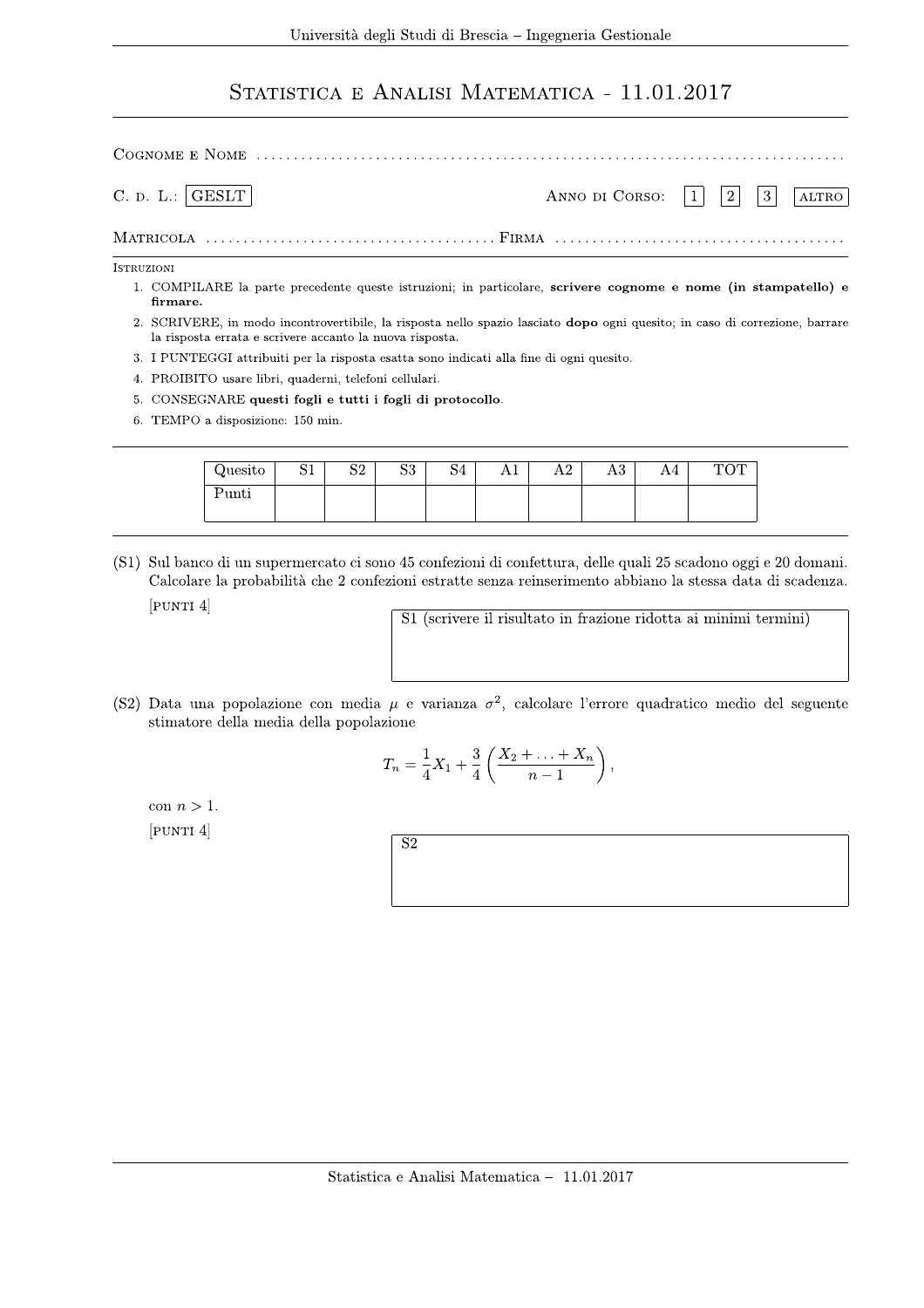# Statistica e Analisi Matematica - 11.01.2017

Cognome e Nome ..............................................................................

C. d. L.: GESLT　　　　　　　　　　　　Anno di Corso: 1　2　3　altro

Matricola ...................................... Firma ......................................

Istruzioni

1. COMPILARE la parte precedente queste istruzioni; in particolare, **scrivere cognome e nome (in stampatello) e firmare.**
2. SCRIVERE, in modo incontrovertibile, la risposta nello spazio lasciato **dopo** ogni quesito; in caso di correzione, barrare la risposta errata e scrivere accanto la nuova risposta.
3. I PUNTEGGI attribuiti per la risposta esatta sono indicati alla fine di ogni quesito.
4. PROIBITO usare libri, quaderni, telefoni cellulari.
5. CONSEGNARE **questi fogli e tutti i fogli di protocollo**.
6. TEMPO a disposizione: 150 min.

| Quesito | S1 | S2 | S3 | S4 | A1 | A2 | A3 | A4 | TOT |
|---|---|---|---|---|---|---|---|---|---|
| Punti | | | | | | | | | |

(S1) Sul banco di un supermercato ci sono 45 confezioni di confettura, delle quali 25 scadono oggi e 20 domani. Calcolare la probabilità che 2 confezioni estratte senza reinserimento abbiano la stessa data di scadenza.
[punti 4]

S1 (scrivere il risultato in frazione ridotta ai minimi termini)

(S2) Data una popolazione con media $\mu$ e varianza $\sigma^2$, calcolare l'errore quadratico medio del seguente stimatore della media della popolazione

$$T_n = \frac{1}{4}X_1 + \frac{3}{4}\left(\frac{X_2 + \ldots + X_n}{n-1}\right),$$

con $n > 1$.
[punti 4]

S2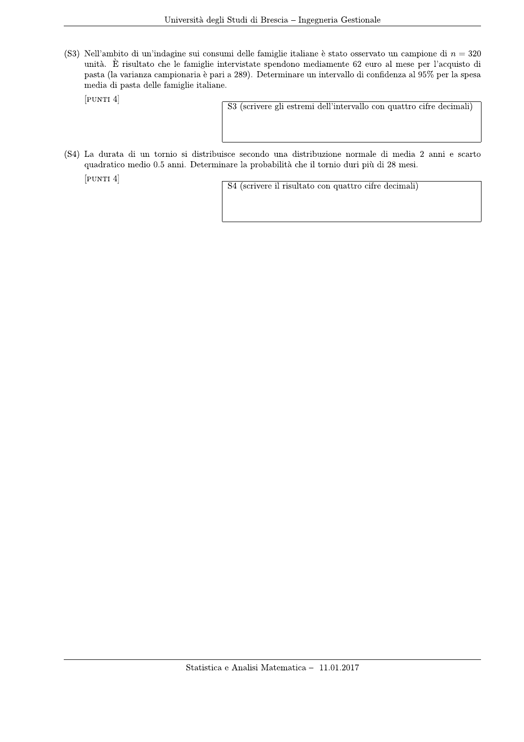(S3) Nell'ambito di un'indagine sui consumi delle famiglie italiane è stato osservato un campione di $n = 320$ unità. È risultato che le famiglie intervistate spendono mediamente 62 euro al mese per l'acquisto di pasta (la varianza campionaria è pari a 289). Determinare un intervallo di confidenza al 95% per la spesa media di pasta delle famiglie italiane.

[PUNTI 4]

| S3 (scrivere gli estremi dell'intervallo con quattro cifre decimali) |
|---|
| |

(S4) La durata di un tornio si distribuisce secondo una distribuzione normale di media 2 anni e scarto quadratico medio 0.5 anni. Determinare la probabilità che il tornio duri più di 28 mesi.

[PUNTI 4]

| S4 (scrivere il risultato con quattro cifre decimali) |
|---|
| |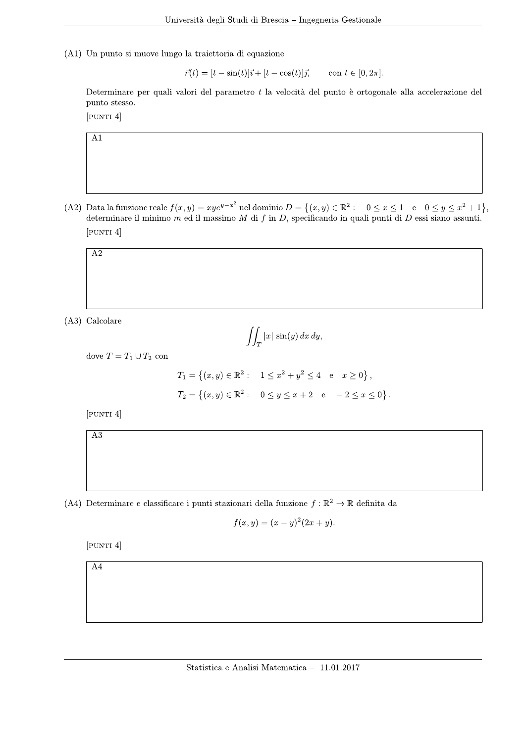(A1) Un punto si muove lungo la traiettoria di equazione

$$\vec{r}(t) = [t - \sin(t)]\vec{\imath} + [t - \cos(t)]\vec{\jmath}, \qquad \text{con } t \in [0, 2\pi].$$

Determinare per quali valori del parametro $t$ la velocità del punto è ortogonale alla accelerazione del punto stesso.

[PUNTI 4]

| A1 |
|---|
| |

(A2) Data la funzione reale $f(x, y) = xye^{y-x^2}$ nel dominio $D = \{(x, y) \in \mathbb{R}^2 : \quad 0 \leq x \leq 1 \quad \text{e} \quad 0 \leq y \leq x^2 + 1\}$, determinare il minimo $m$ ed il massimo $M$ di $f$ in $D$, specificando in quali punti di $D$ essi siano assunti.

[PUNTI 4]

| A2 |
|---|
| |

(A3) Calcolare

$$\iint_T |x| \sin(y)\, dx\, dy,$$

dove $T = T_1 \cup T_2$ con

$$T_1 = \{(x, y) \in \mathbb{R}^2 : \quad 1 \leq x^2 + y^2 \leq 4 \quad \text{e} \quad x \geq 0\},$$

$$T_2 = \{(x, y) \in \mathbb{R}^2 : \quad 0 \leq y \leq x + 2 \quad \text{e} \quad -2 \leq x \leq 0\}.$$

[PUNTI 4]

| A3 |
|---|
| |

(A4) Determinare e classificare i punti stazionari della funzione $f : \mathbb{R}^2 \to \mathbb{R}$ definita da

$$f(x, y) = (x - y)^2(2x + y).$$

[PUNTI 4]

| A4 |
|---|
| |